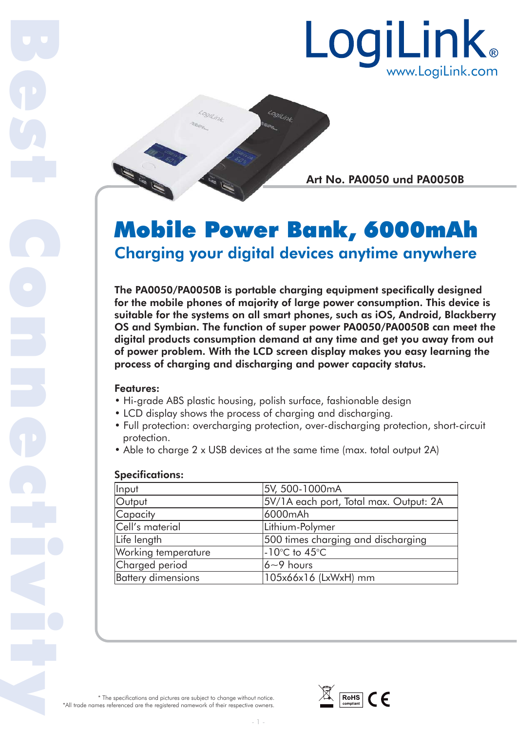LogiLink®
www.LogiLink.com

Art No. PA0050 und PA0050B

# Mobile Power Bank, 6000mAh

## Charging your digital devices anytime anywhere

**The PA0050/PA0050B is portable charging equipment specifically designed for the mobile phones of majority of large power consumption. This device is suitable for the systems on all smart phones, such as iOS, Android, Blackberry OS and Symbian. The function of super power PA0050/PA0050B can meet the digital products consumption demand at any time and get you away from out of power problem. With the LCD screen display makes you easy learning the process of charging and discharging and power capacity status.**

**Features:**

- Hi-grade ABS plastic housing, polish surface, fashionable design
- LCD display shows the process of charging and discharging.
- Full protection: overcharging protection, over-discharging protection, short-circuit protection.
- Able to charge 2 x USB devices at the same time (max. total output 2A)

**Specifications:**

| | |
|---|---|
| Input | 5V, 500-1000mA |
| Output | 5V/1A each port, Total max. Output: 2A |
| Capacity | 6000mAh |
| Cell's material | Lithium-Polymer |
| Life length | 500 times charging and discharging |
| Working temperature | -10°C to 45°C |
| Charged period | 6~9 hours |
| Battery dimensions | 105x66x16 (LxWxH) mm |

\* The specifications and pictures are subject to change without notice.
\*All trade names referenced are the registered namework of their respective owners.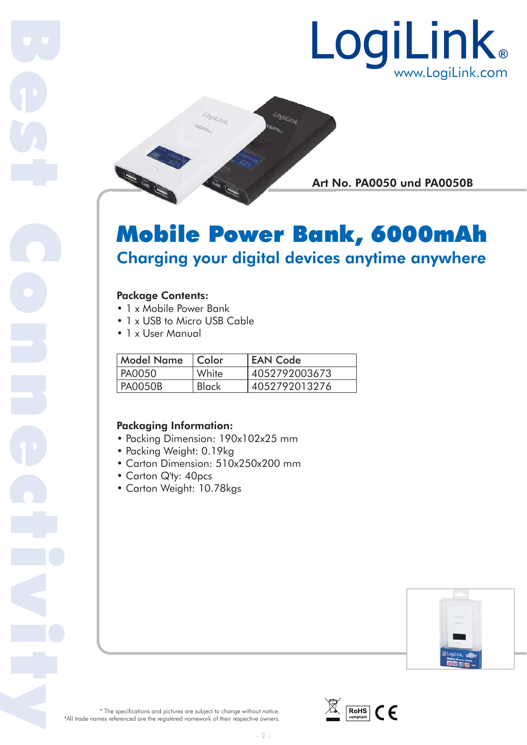LogiLink®
www.LogiLink.com

Art No. PA0050 und PA0050B

# Mobile Power Bank, 6000mAh

## Charging your digital devices anytime anywhere

**Package Contents:**

- 1 x Mobile Power Bank
- 1 x USB to Micro USB Cable
- 1 x User Manual

| Model Name | Color | EAN Code |
|---|---|---|
| PA0050 | White | 4052792003673 |
| PA0050B | Black | 4052792013276 |

**Packaging Information:**

- Packing Dimension: 190x102x25 mm
- Packing Weight: 0.19kg
- Carton Dimension: 510x250x200 mm
- Carton Q'ty: 40pcs
- Carton Weight: 10.78kgs

\* The specifications and pictures are subject to change without notice.
\*All trade names referenced are the registered namework of their respective owners.